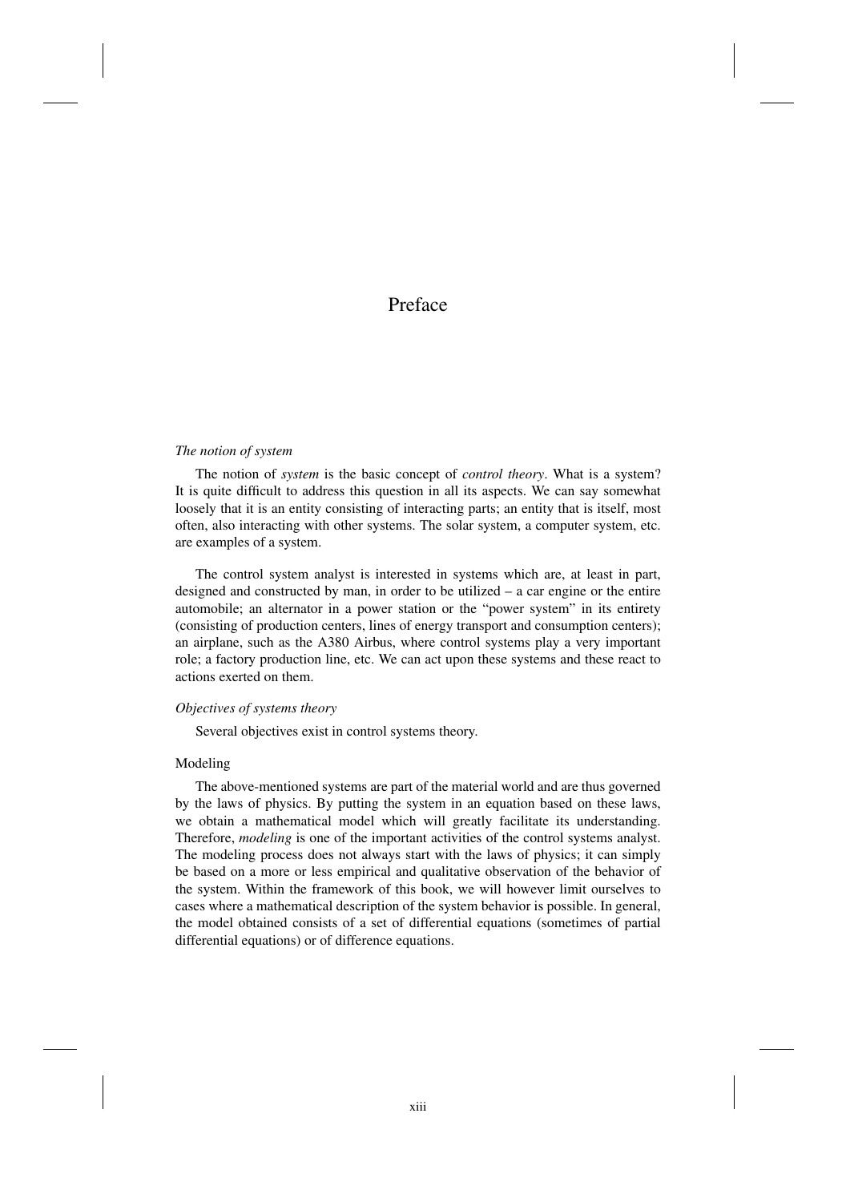# Preface

*The notion of system*

The notion of *system* is the basic concept of *control theory*. What is a system? It is quite difficult to address this question in all its aspects. We can say somewhat loosely that it is an entity consisting of interacting parts; an entity that is itself, most often, also interacting with other systems. The solar system, a computer system, etc. are examples of a system.

The control system analyst is interested in systems which are, at least in part, designed and constructed by man, in order to be utilized – a car engine or the entire automobile; an alternator in a power station or the "power system" in its entirety (consisting of production centers, lines of energy transport and consumption centers); an airplane, such as the A380 Airbus, where control systems play a very important role; a factory production line, etc. We can act upon these systems and these react to actions exerted on them.

*Objectives of systems theory*

Several objectives exist in control systems theory.

Modeling

The above-mentioned systems are part of the material world and are thus governed by the laws of physics. By putting the system in an equation based on these laws, we obtain a mathematical model which will greatly facilitate its understanding. Therefore, *modeling* is one of the important activities of the control systems analyst. The modeling process does not always start with the laws of physics; it can simply be based on a more or less empirical and qualitative observation of the behavior of the system. Within the framework of this book, we will however limit ourselves to cases where a mathematical description of the system behavior is possible. In general, the model obtained consists of a set of differential equations (sometimes of partial differential equations) or of difference equations.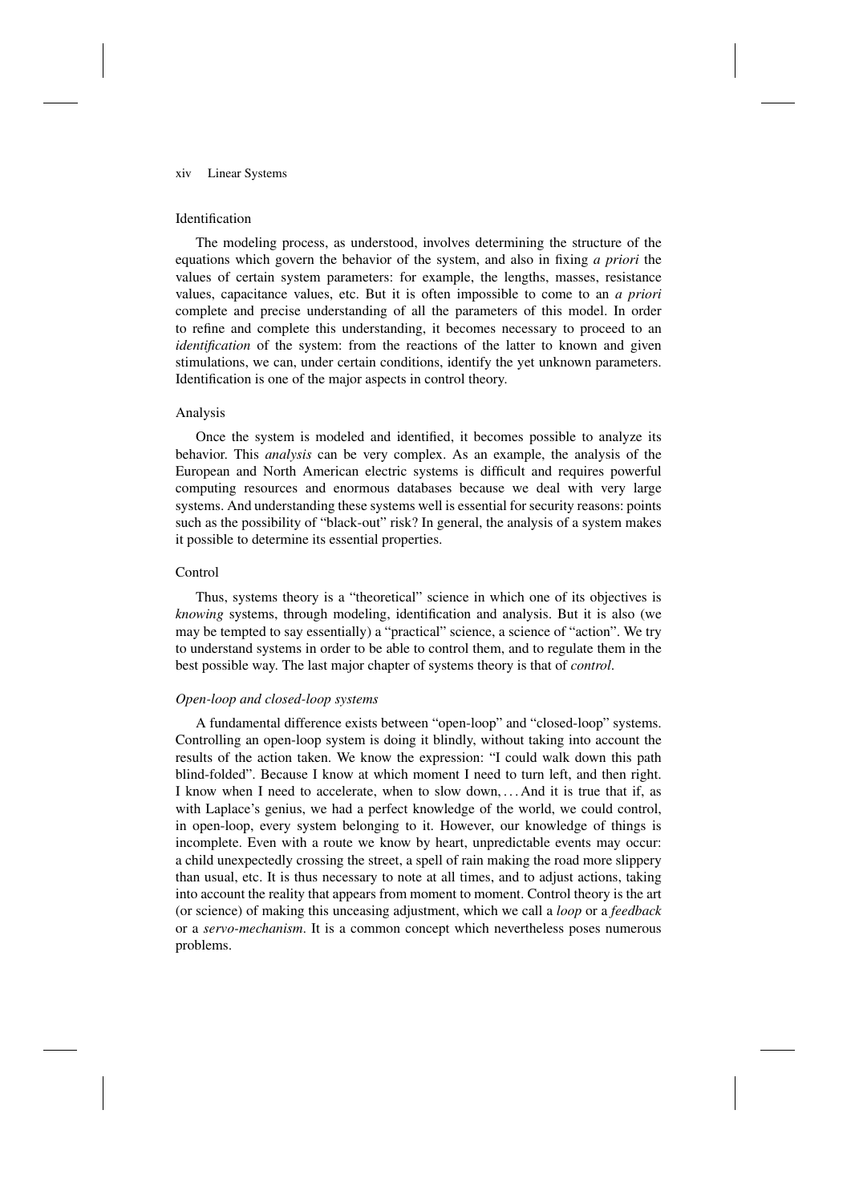### Identification

The modeling process, as understood, involves determining the structure of the equations which govern the behavior of the system, and also in fixing *a priori* the values of certain system parameters: for example, the lengths, masses, resistance values, capacitance values, etc. But it is often impossible to come to an *a priori* complete and precise understanding of all the parameters of this model. In order to refine and complete this understanding, it becomes necessary to proceed to an *identification* of the system: from the reactions of the latter to known and given stimulations, we can, under certain conditions, identify the yet unknown parameters. Identification is one of the major aspects in control theory.

### Analysis

Once the system is modeled and identified, it becomes possible to analyze its behavior. This *analysis* can be very complex. As an example, the analysis of the European and North American electric systems is difficult and requires powerful computing resources and enormous databases because we deal with very large systems. And understanding these systems well is essential for security reasons: points such as the possibility of "black-out" risk? In general, the analysis of a system makes it possible to determine its essential properties.

### Control

Thus, systems theory is a "theoretical" science in which one of its objectives is *knowing* systems, through modeling, identification and analysis. But it is also (we may be tempted to say essentially) a "practical" science, a science of "action". We try to understand systems in order to be able to control them, and to regulate them in the best possible way. The last major chapter of systems theory is that of *control*.

#### *Open-loop and closed-loop systems*

A fundamental difference exists between "open-loop" and "closed-loop" systems. Controlling an open-loop system is doing it blindly, without taking into account the results of the action taken. We know the expression: "I could walk down this path blind-folded". Because I know at which moment I need to turn left, and then right. I know when I need to accelerate, when to slow down, . . . And it is true that if, as with Laplace's genius, we had a perfect knowledge of the world, we could control, in open-loop, every system belonging to it. However, our knowledge of things is incomplete. Even with a route we know by heart, unpredictable events may occur: a child unexpectedly crossing the street, a spell of rain making the road more slippery than usual, etc. It is thus necessary to note at all times, and to adjust actions, taking into account the reality that appears from moment to moment. Control theory is the art (or science) of making this unceasing adjustment, which we call a *loop* or a *feedback* or a *servo-mechanism*. It is a common concept which nevertheless poses numerous problems.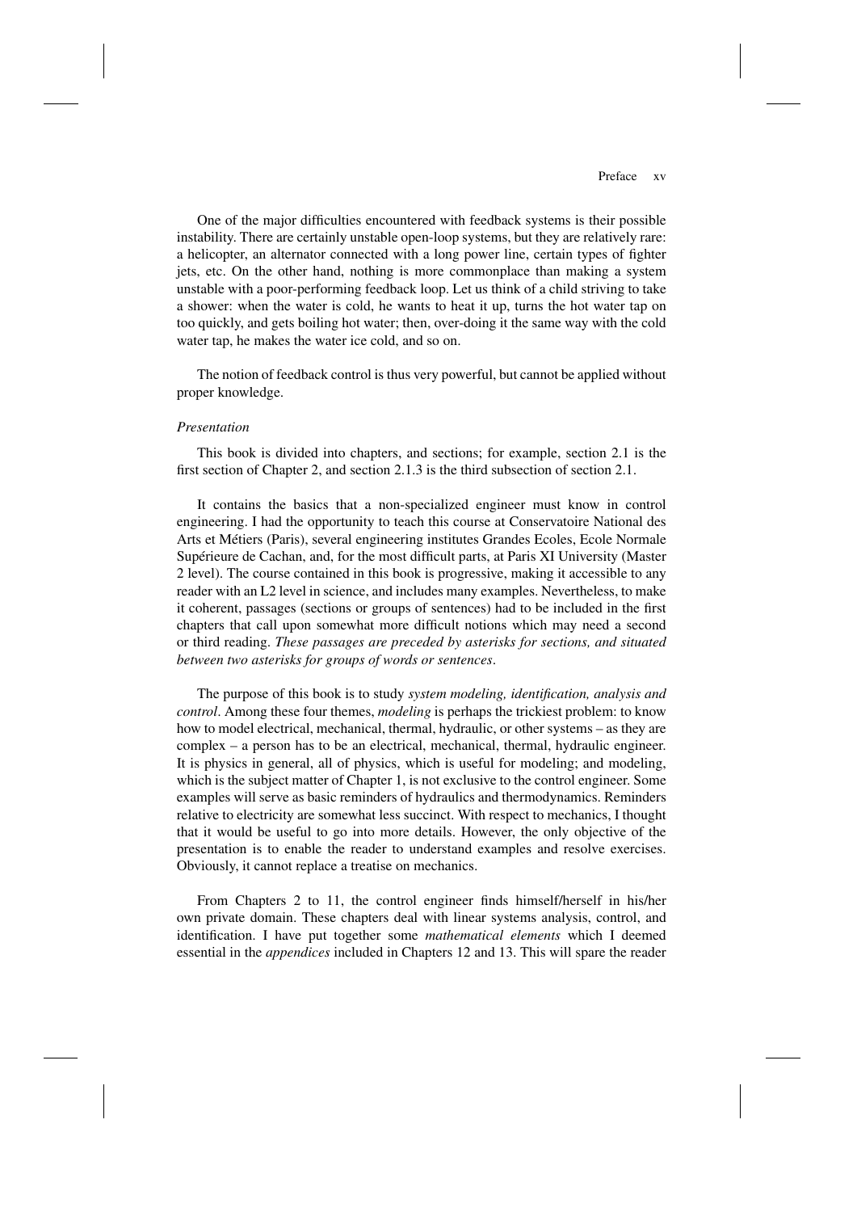One of the major difficulties encountered with feedback systems is their possible instability. There are certainly unstable open-loop systems, but they are relatively rare: a helicopter, an alternator connected with a long power line, certain types of fighter jets, etc. On the other hand, nothing is more commonplace than making a system unstable with a poor-performing feedback loop. Let us think of a child striving to take a shower: when the water is cold, he wants to heat it up, turns the hot water tap on too quickly, and gets boiling hot water; then, over-doing it the same way with the cold water tap, he makes the water ice cold, and so on.

The notion of feedback control is thus very powerful, but cannot be applied without proper knowledge.

*Presentation*

This book is divided into chapters, and sections; for example, section 2.1 is the first section of Chapter 2, and section 2.1.3 is the third subsection of section 2.1.

It contains the basics that a non-specialized engineer must know in control engineering. I had the opportunity to teach this course at Conservatoire National des Arts et Métiers (Paris), several engineering institutes Grandes Ecoles, Ecole Normale Supérieure de Cachan, and, for the most difficult parts, at Paris XI University (Master 2 level). The course contained in this book is progressive, making it accessible to any reader with an L2 level in science, and includes many examples. Nevertheless, to make it coherent, passages (sections or groups of sentences) had to be included in the first chapters that call upon somewhat more difficult notions which may need a second or third reading. *These passages are preceded by asterisks for sections, and situated between two asterisks for groups of words or sentences*.

The purpose of this book is to study *system modeling, identification, analysis and control*. Among these four themes, *modeling* is perhaps the trickiest problem: to know how to model electrical, mechanical, thermal, hydraulic, or other systems – as they are complex – a person has to be an electrical, mechanical, thermal, hydraulic engineer. It is physics in general, all of physics, which is useful for modeling; and modeling, which is the subject matter of Chapter 1, is not exclusive to the control engineer. Some examples will serve as basic reminders of hydraulics and thermodynamics. Reminders relative to electricity are somewhat less succinct. With respect to mechanics, I thought that it would be useful to go into more details. However, the only objective of the presentation is to enable the reader to understand examples and resolve exercises. Obviously, it cannot replace a treatise on mechanics.

From Chapters 2 to 11, the control engineer finds himself/herself in his/her own private domain. These chapters deal with linear systems analysis, control, and identification. I have put together some *mathematical elements* which I deemed essential in the *appendices* included in Chapters 12 and 13. This will spare the reader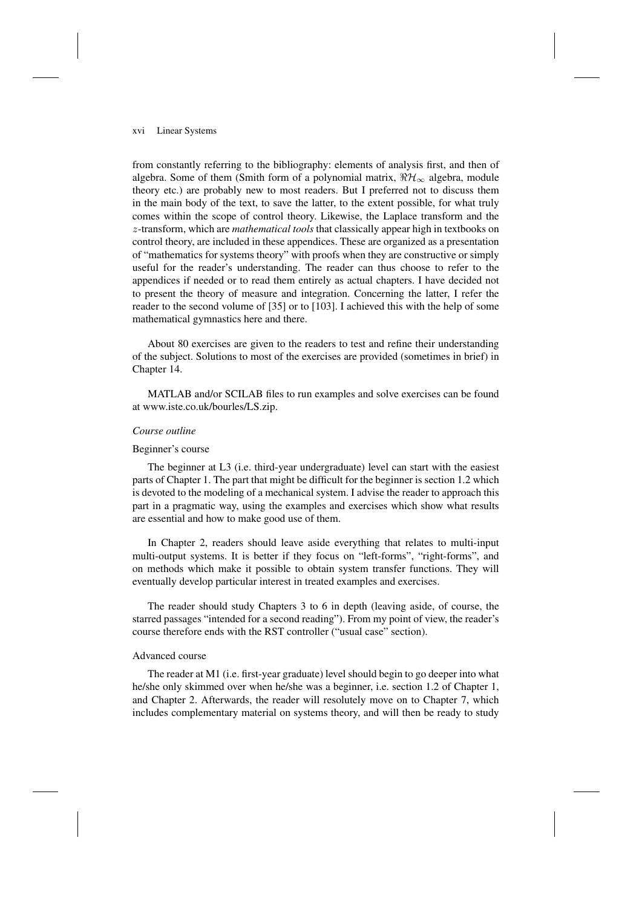from constantly referring to the bibliography: elements of analysis first, and then of algebra. Some of them (Smith form of a polynomial matrix, $\Re\mathcal{H}_\infty$ algebra, module theory etc.) are probably new to most readers. But I preferred not to discuss them in the main body of the text, to save the latter, to the extent possible, for what truly comes within the scope of control theory. Likewise, the Laplace transform and the $z$-transform, which are *mathematical tools* that classically appear high in textbooks on control theory, are included in these appendices. These are organized as a presentation of "mathematics for systems theory" with proofs when they are constructive or simply useful for the reader's understanding. The reader can thus choose to refer to the appendices if needed or to read them entirely as actual chapters. I have decided not to present the theory of measure and integration. Concerning the latter, I refer the reader to the second volume of [35] or to [103]. I achieved this with the help of some mathematical gymnastics here and there.

About 80 exercises are given to the readers to test and refine their understanding of the subject. Solutions to most of the exercises are provided (sometimes in brief) in Chapter 14.

MATLAB and/or SCILAB files to run examples and solve exercises can be found at www.iste.co.uk/bourles/LS.zip.

*Course outline*

Beginner's course

The beginner at L3 (i.e. third-year undergraduate) level can start with the easiest parts of Chapter 1. The part that might be difficult for the beginner is section 1.2 which is devoted to the modeling of a mechanical system. I advise the reader to approach this part in a pragmatic way, using the examples and exercises which show what results are essential and how to make good use of them.

In Chapter 2, readers should leave aside everything that relates to multi-input multi-output systems. It is better if they focus on "left-forms", "right-forms", and on methods which make it possible to obtain system transfer functions. They will eventually develop particular interest in treated examples and exercises.

The reader should study Chapters 3 to 6 in depth (leaving aside, of course, the starred passages "intended for a second reading"). From my point of view, the reader's course therefore ends with the RST controller ("usual case" section).

Advanced course

The reader at M1 (i.e. first-year graduate) level should begin to go deeper into what he/she only skimmed over when he/she was a beginner, i.e. section 1.2 of Chapter 1, and Chapter 2. Afterwards, the reader will resolutely move on to Chapter 7, which includes complementary material on systems theory, and will then be ready to study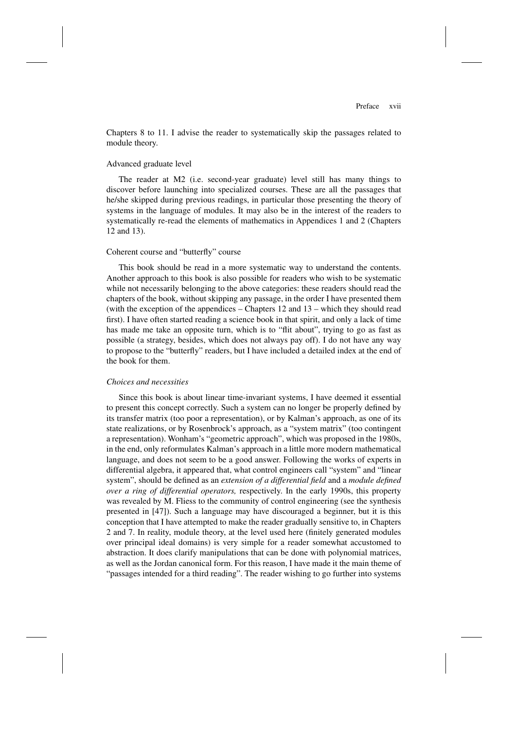Chapters 8 to 11. I advise the reader to systematically skip the passages related to module theory.

Advanced graduate level

The reader at M2 (i.e. second-year graduate) level still has many things to discover before launching into specialized courses. These are all the passages that he/she skipped during previous readings, in particular those presenting the theory of systems in the language of modules. It may also be in the interest of the readers to systematically re-read the elements of mathematics in Appendices 1 and 2 (Chapters 12 and 13).

Coherent course and "butterfly" course

This book should be read in a more systematic way to understand the contents. Another approach to this book is also possible for readers who wish to be systematic while not necessarily belonging to the above categories: these readers should read the chapters of the book, without skipping any passage, in the order I have presented them (with the exception of the appendices – Chapters 12 and 13 – which they should read first). I have often started reading a science book in that spirit, and only a lack of time has made me take an opposite turn, which is to "flit about", trying to go as fast as possible (a strategy, besides, which does not always pay off). I do not have any way to propose to the "butterfly" readers, but I have included a detailed index at the end of the book for them.

*Choices and necessities*

Since this book is about linear time-invariant systems, I have deemed it essential to present this concept correctly. Such a system can no longer be properly defined by its transfer matrix (too poor a representation), or by Kalman's approach, as one of its state realizations, or by Rosenbrock's approach, as a "system matrix" (too contingent a representation). Wonham's "geometric approach", which was proposed in the 1980s, in the end, only reformulates Kalman's approach in a little more modern mathematical language, and does not seem to be a good answer. Following the works of experts in differential algebra, it appeared that, what control engineers call "system" and "linear system", should be defined as an *extension of a differential field* and a *module defined over a ring of differential operators,* respectively. In the early 1990s, this property was revealed by M. Fliess to the community of control engineering (see the synthesis presented in [47]). Such a language may have discouraged a beginner, but it is this conception that I have attempted to make the reader gradually sensitive to, in Chapters 2 and 7. In reality, module theory, at the level used here (finitely generated modules over principal ideal domains) is very simple for a reader somewhat accustomed to abstraction. It does clarify manipulations that can be done with polynomial matrices, as well as the Jordan canonical form. For this reason, I have made it the main theme of "passages intended for a third reading". The reader wishing to go further into systems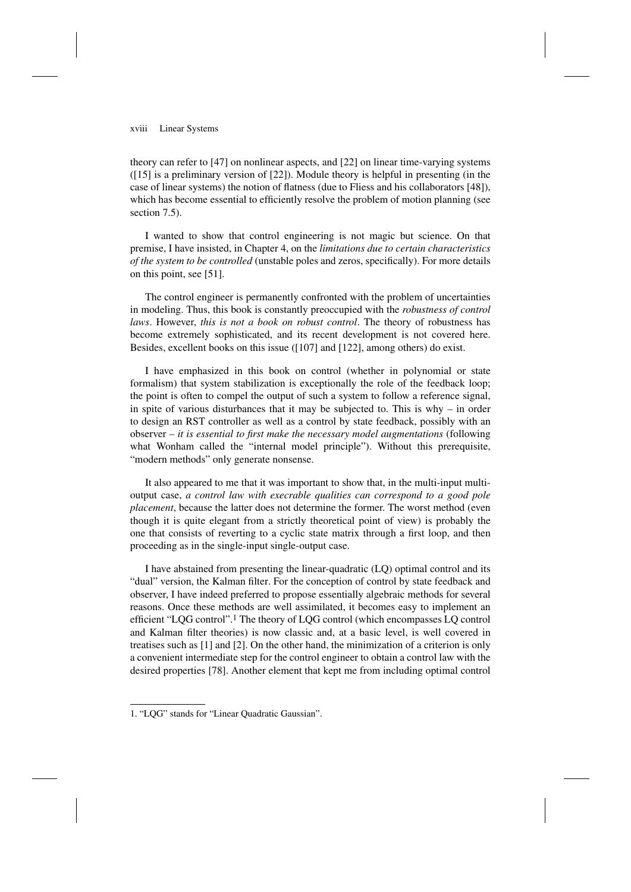theory can refer to [47] on nonlinear aspects, and [22] on linear time-varying systems ([15] is a preliminary version of [22]). Module theory is helpful in presenting (in the case of linear systems) the notion of flatness (due to Fliess and his collaborators [48]), which has become essential to efficiently resolve the problem of motion planning (see section 7.5).

I wanted to show that control engineering is not magic but science. On that premise, I have insisted, in Chapter 4, on the *limitations due to certain characteristics of the system to be controlled* (unstable poles and zeros, specifically). For more details on this point, see [51].

The control engineer is permanently confronted with the problem of uncertainties in modeling. Thus, this book is constantly preoccupied with the *robustness of control laws*. However, *this is not a book on robust control*. The theory of robustness has become extremely sophisticated, and its recent development is not covered here. Besides, excellent books on this issue ([107] and [122], among others) do exist.

I have emphasized in this book on control (whether in polynomial or state formalism) that system stabilization is exceptionally the role of the feedback loop; the point is often to compel the output of such a system to follow a reference signal, in spite of various disturbances that it may be subjected to. This is why – in order to design an RST controller as well as a control by state feedback, possibly with an observer – *it is essential to first make the necessary model augmentations* (following what Wonham called the "internal model principle"). Without this prerequisite, "modern methods" only generate nonsense.

It also appeared to me that it was important to show that, in the multi-input multi-output case, *a control law with execrable qualities can correspond to a good pole placement*, because the latter does not determine the former. The worst method (even though it is quite elegant from a strictly theoretical point of view) is probably the one that consists of reverting to a cyclic state matrix through a first loop, and then proceeding as in the single-input single-output case.

I have abstained from presenting the linear-quadratic (LQ) optimal control and its "dual" version, the Kalman filter. For the conception of control by state feedback and observer, I have indeed preferred to propose essentially algebraic methods for several reasons. Once these methods are well assimilated, it becomes easy to implement an efficient "LQG control".[1] The theory of LQG control (which encompasses LQ control and Kalman filter theories) is now classic and, at a basic level, is well covered in treatises such as [1] and [2]. On the other hand, the minimization of a criterion is only a convenient intermediate step for the control engineer to obtain a control law with the desired properties [78]. Another element that kept me from including optimal control

1. "LQG" stands for "Linear Quadratic Gaussian".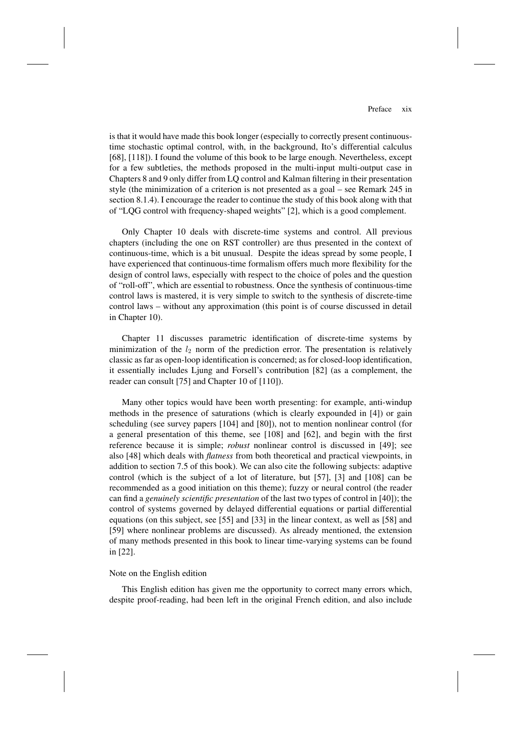is that it would have made this book longer (especially to correctly present continuous-time stochastic optimal control, with, in the background, Ito's differential calculus [68], [118]). I found the volume of this book to be large enough. Nevertheless, except for a few subtleties, the methods proposed in the multi-input multi-output case in Chapters 8 and 9 only differ from LQ control and Kalman filtering in their presentation style (the minimization of a criterion is not presented as a goal – see Remark 245 in section 8.1.4). I encourage the reader to continue the study of this book along with that of "LQG control with frequency-shaped weights" [2], which is a good complement.

Only Chapter 10 deals with discrete-time systems and control. All previous chapters (including the one on RST controller) are thus presented in the context of continuous-time, which is a bit unusual. Despite the ideas spread by some people, I have experienced that continuous-time formalism offers much more flexibility for the design of control laws, especially with respect to the choice of poles and the question of "roll-off", which are essential to robustness. Once the synthesis of continuous-time control laws is mastered, it is very simple to switch to the synthesis of discrete-time control laws – without any approximation (this point is of course discussed in detail in Chapter 10).

Chapter 11 discusses parametric identification of discrete-time systems by minimization of the $l_2$ norm of the prediction error. The presentation is relatively classic as far as open-loop identification is concerned; as for closed-loop identification, it essentially includes Ljung and Forsell's contribution [82] (as a complement, the reader can consult [75] and Chapter 10 of [110]).

Many other topics would have been worth presenting: for example, anti-windup methods in the presence of saturations (which is clearly expounded in [4]) or gain scheduling (see survey papers [104] and [80]), not to mention nonlinear control (for a general presentation of this theme, see [108] and [62], and begin with the first reference because it is simple; *robust* nonlinear control is discussed in [49]; see also [48] which deals with *flatness* from both theoretical and practical viewpoints, in addition to section 7.5 of this book). We can also cite the following subjects: adaptive control (which is the subject of a lot of literature, but [57], [3] and [108] can be recommended as a good initiation on this theme); fuzzy or neural control (the reader can find a *genuinely scientific presentation* of the last two types of control in [40]); the control of systems governed by delayed differential equations or partial differential equations (on this subject, see [55] and [33] in the linear context, as well as [58] and [59] where nonlinear problems are discussed). As already mentioned, the extension of many methods presented in this book to linear time-varying systems can be found in [22].

Note on the English edition

This English edition has given me the opportunity to correct many errors which, despite proof-reading, had been left in the original French edition, and also include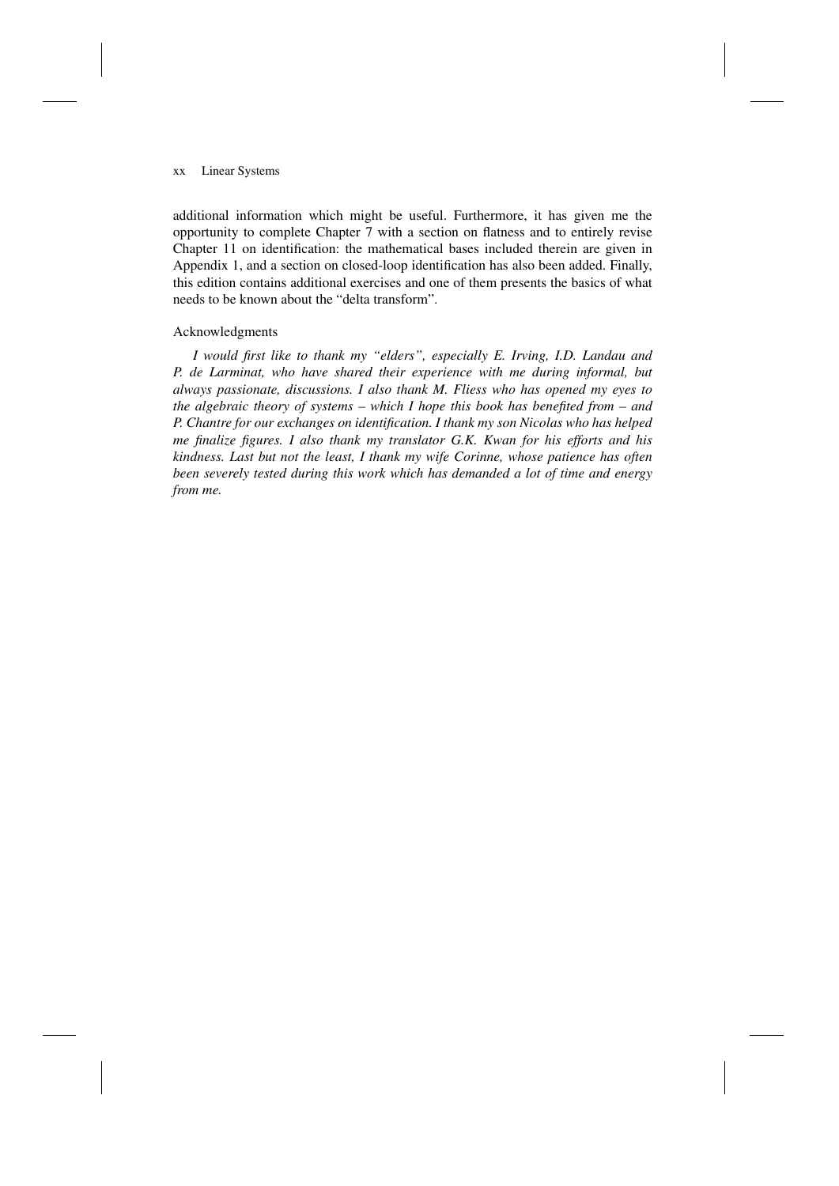additional information which might be useful. Furthermore, it has given me the opportunity to complete Chapter 7 with a section on flatness and to entirely revise Chapter 11 on identification: the mathematical bases included therein are given in Appendix 1, and a section on closed-loop identification has also been added. Finally, this edition contains additional exercises and one of them presents the basics of what needs to be known about the "delta transform".

Acknowledgments

*I would first like to thank my "elders", especially E. Irving, I.D. Landau and P. de Larminat, who have shared their experience with me during informal, but always passionate, discussions. I also thank M. Fliess who has opened my eyes to the algebraic theory of systems – which I hope this book has benefited from – and P. Chantre for our exchanges on identification. I thank my son Nicolas who has helped me finalize figures. I also thank my translator G.K. Kwan for his efforts and his kindness. Last but not the least, I thank my wife Corinne, whose patience has often been severely tested during this work which has demanded a lot of time and energy from me.*